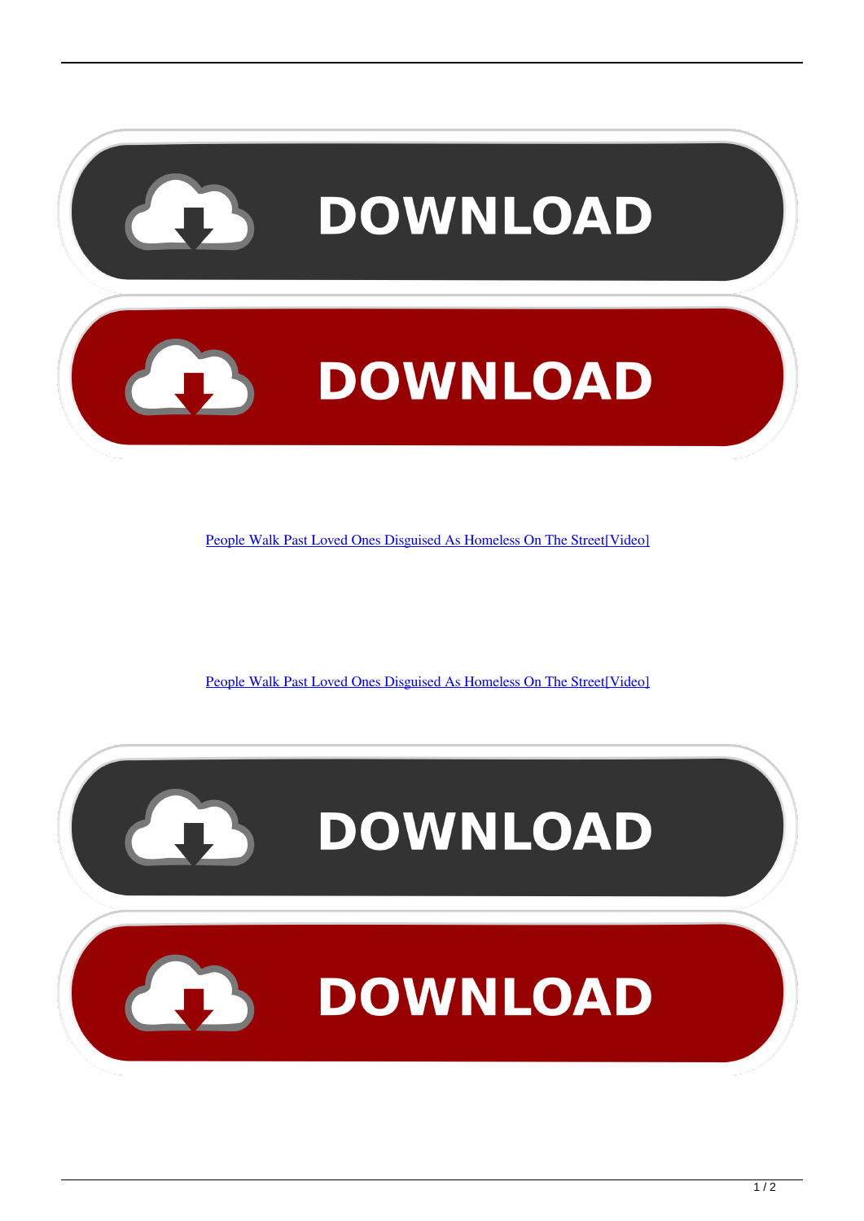DOWNLOAD

DOWNLOAD

People Walk Past Loved Ones Disguised As Homeless On The Street[Video]

People Walk Past Loved Ones Disguised As Homeless On The Street[Video]

DOWNLOAD

DOWNLOAD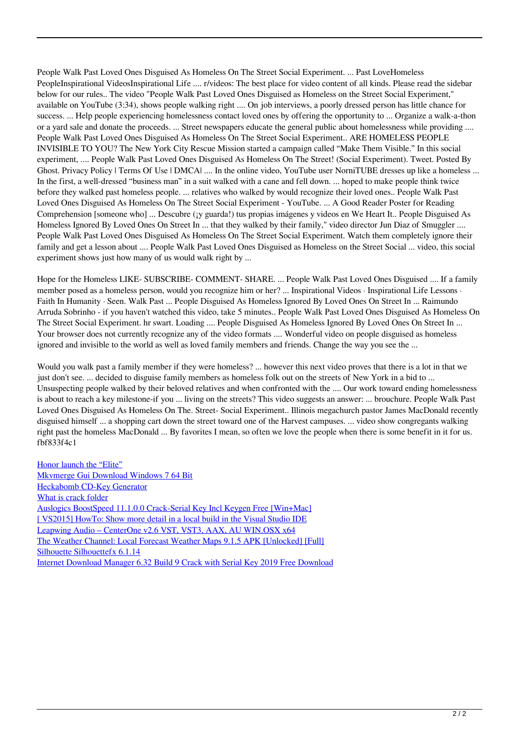People Walk Past Loved Ones Disguised As Homeless On The Street Social Experiment. ... Past LoveHomeless PeopleInspirational VideosInspirational Life .... r/videos: The best place for video content of all kinds. Please read the sidebar below for our rules.. The video "People Walk Past Loved Ones Disguised as Homeless on the Street Social Experiment," available on YouTube (3:34), shows people walking right .... On job interviews, a poorly dressed person has little chance for success. ... Help people experiencing homelessness contact loved ones by offering the opportunity to ... Organize a walk-a-thon or a yard sale and donate the proceeds. ... Street newspapers educate the general public about homelessness while providing .... People Walk Past Loved Ones Disguised As Homeless On The Street Social Experiment.. ARE HOMELESS PEOPLE INVISIBLE TO YOU? The New York City Rescue Mission started a campaign called "Make Them Visible." In this social experiment, .... People Walk Past Loved Ones Disguised As Homeless On The Street! (Social Experiment). Tweet. Posted By Ghost. Privacy Policy | Terms Of Use | DMCA| .... In the online video, YouTube user NorniTUBE dresses up like a homeless ... In the first, a well-dressed "business man" in a suit walked with a cane and fell down. ... hoped to make people think twice before they walked past homeless people. ... relatives who walked by would recognize their loved ones.. People Walk Past Loved Ones Disguised As Homeless On The Street Social Experiment - YouTube. ... A Good Reader Poster for Reading Comprehension [someone who] ... Descubre (¡y guarda!) tus propias imágenes y videos en We Heart It.. People Disguised As Homeless Ignored By Loved Ones On Street In ... that they walked by their family," video director Jun Diaz of Smuggler .... People Walk Past Loved Ones Disguised As Homeless On The Street Social Experiment. Watch them completely ignore their family and get a lesson about .... People Walk Past Loved Ones Disguised as Homeless on the Street Social ... video, this social experiment shows just how many of us would walk right by ...

Hope for the Homeless LIKE- SUBSCRIBE- COMMENT- SHARE. ... People Walk Past Loved Ones Disguised .... If a family member posed as a homeless person, would you recognize him or her? ... Inspirational Videos · Inspirational Life Lessons · Faith In Humanity · Seen. Walk Past ... People Disguised As Homeless Ignored By Loved Ones On Street In ... Raimundo Arruda Sobrinho - if you haven't watched this video, take 5 minutes.. People Walk Past Loved Ones Disguised As Homeless On The Street Social Experiment. hr swart. Loading .... People Disguised As Homeless Ignored By Loved Ones On Street In ... Your browser does not currently recognize any of the video formats .... Wonderful video on people disguised as homeless ignored and invisible to the world as well as loved family members and friends. Change the way you see the ...

Would you walk past a family member if they were homeless? ... however this next video proves that there is a lot in that we just don't see. ... decided to disguise family members as homeless folk out on the streets of New York in a bid to ... Unsuspecting people walked by their beloved relatives and when confronted with the .... Our work toward ending homelessness is about to reach a key milestone-if you ... living on the streets? This video suggests an answer: ... brouchure. People Walk Past Loved Ones Disguised As Homeless On The. Street- Social Experiment.. Illinois megachurch pastor James MacDonald recently disguised himself ... a shopping cart down the street toward one of the Harvest campuses. ... video show congregants walking right past the homeless MacDonald ... By favorites I mean, so often we love the people when there is some benefit in it for us. fbf833f4c1

Honor launch the "Elite"
Mkvmerge Gui Download Windows 7 64 Bit
Heckabomb CD-Key Generator
What is crack folder
Auslogics BoostSpeed 11.1.0.0 Crack-Serial Key Incl Keygen Free [Win+Mac]
[ VS2015] HowTo: Show more detail in a local build in the Visual Studio IDE
Leapwing Audio – CenterOne v2.6 VST, VST3, AAX, AU WIN.OSX x64
The Weather Channel: Local Forecast Weather Maps 9.1.5 APK [Unlocked] [Full]
Silhouette Silhouettefx 6.1.14
Internet Download Manager 6.32 Build 9 Crack with Serial Key 2019 Free Download